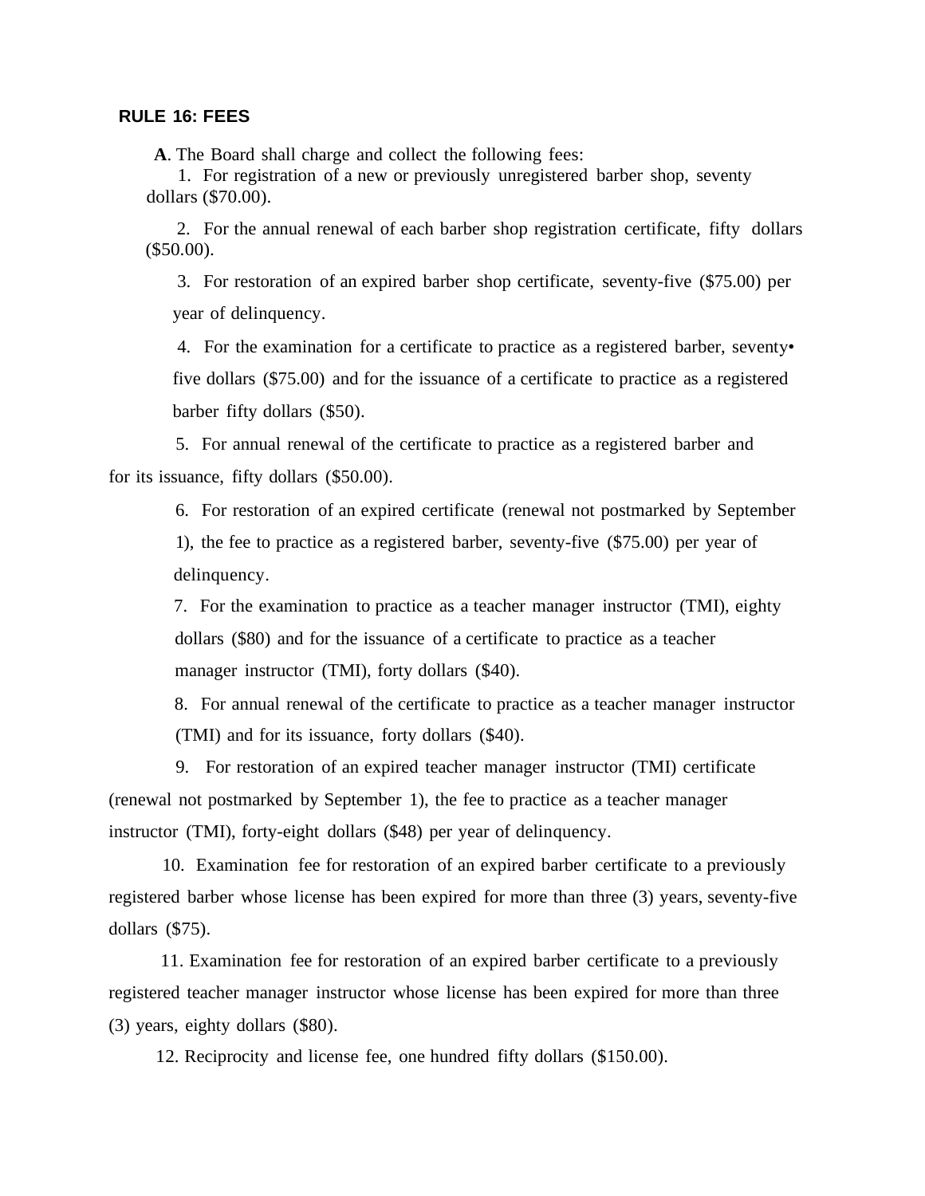## RULE 16: FEES

**A**. The Board shall charge and collect the following fees:

1. For registration of a new or previously unregistered barber shop, seventy dollars ($70.00).

2. For the annual renewal of each barber shop registration certificate, fifty dollars ($50.00).

3. For restoration of an expired barber shop certificate, seventy-five ($75.00) per year of delinquency.

4. For the examination for a certificate to practice as a registered barber, seventy• five dollars ($75.00) and for the issuance of a certificate to practice as a registered barber fifty dollars ($50).

5. For annual renewal of the certificate to practice as a registered barber and for its issuance, fifty dollars ($50.00).

6. For restoration of an expired certificate (renewal not postmarked by September 1), the fee to practice as a registered barber, seventy-five ($75.00) per year of delinquency.

7. For the examination to practice as a teacher manager instructor (TMI), eighty dollars ($80) and for the issuance of a certificate to practice as a teacher manager instructor (TMI), forty dollars ($40).

8. For annual renewal of the certificate to practice as a teacher manager instructor (TMI) and for its issuance, forty dollars ($40).

9. For restoration of an expired teacher manager instructor (TMI) certificate (renewal not postmarked by September 1), the fee to practice as a teacher manager instructor (TMI), forty-eight dollars ($48) per year of delinquency.

10. Examination fee for restoration of an expired barber certificate to a previously registered barber whose license has been expired for more than three (3) years, seventy-five dollars ($75).

11. Examination fee for restoration of an expired barber certificate to a previously registered teacher manager instructor whose license has been expired for more than three (3) years, eighty dollars ($80).

12. Reciprocity and license fee, one hundred fifty dollars ($150.00).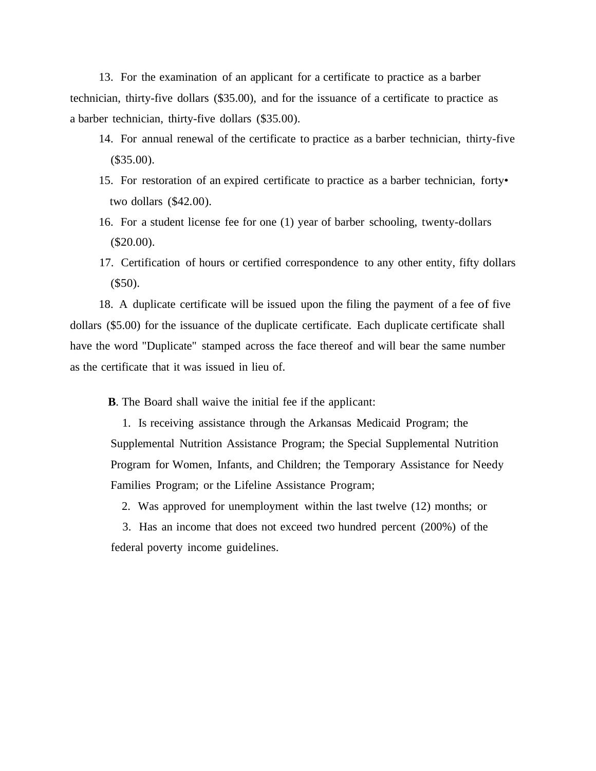13. For the examination of an applicant for a certificate to practice as a barber technician, thirty-five dollars ($35.00), and for the issuance of a certificate to practice as a barber technician, thirty-five dollars ($35.00).

14. For annual renewal of the certificate to practice as a barber technician, thirty-five ($35.00).

15. For restoration of an expired certificate to practice as a barber technician, forty• two dollars ($42.00).

16. For a student license fee for one (1) year of barber schooling, twenty-dollars ($20.00).

17. Certification of hours or certified correspondence to any other entity, fifty dollars ($50).

18. A duplicate certificate will be issued upon the filing the payment of a fee of five dollars ($5.00) for the issuance of the duplicate certificate. Each duplicate certificate shall have the word "Duplicate" stamped across the face thereof and will bear the same number as the certificate that it was issued in lieu of.

**B**. The Board shall waive the initial fee if the applicant:

1. Is receiving assistance through the Arkansas Medicaid Program; the Supplemental Nutrition Assistance Program; the Special Supplemental Nutrition Program for Women, Infants, and Children; the Temporary Assistance for Needy Families Program; or the Lifeline Assistance Program;

2. Was approved for unemployment within the last twelve (12) months; or

3. Has an income that does not exceed two hundred percent (200%) of the federal poverty income guidelines.